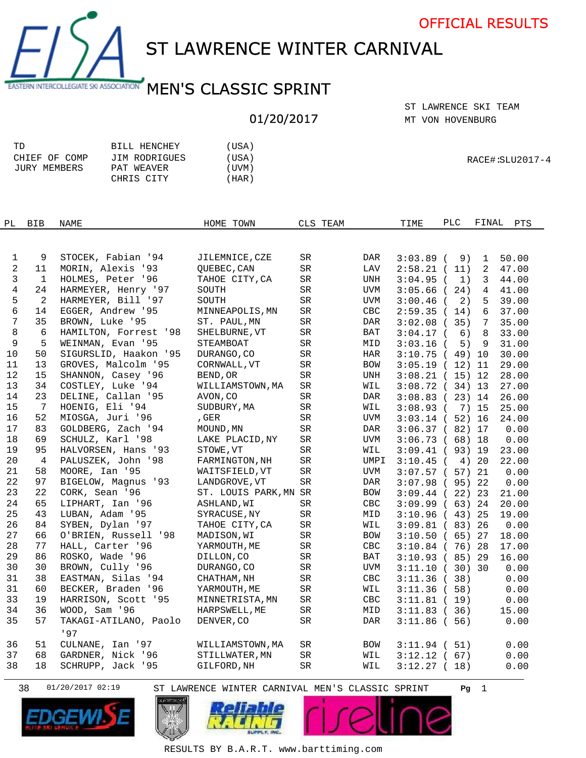OFFICIAL RESULTS

# ST LAWRENCE WINTER CARNIVAL

## MEN'S CLASSIC SPRINT

01/20/2017

ST LAWRENCE SKI TEAM
MT VON HOVENBURG

| | | |
|---|---|---|
| TD | BILL HENCHEY | (USA) |
| CHIEF OF COMP | JIM RODRIGUES | (USA) |
| JURY MEMBERS | PAT WEAVER | (UVM) |
| | CHRIS CITY | (HAR) |

RACE#:SLU2017-4

| PL | BIB | NAME | HOME TOWN | CLS | TEAM | TIME | PLC | FINAL | PTS |
|---|---|---|---|---|---|---|---|---|---|
| 1 | 9 | STOCEK, Fabian '94 | JILEMNICE,CZE | SR | DAR | 3:03.89 | ( 9) | 1 | 50.00 |
| 2 | 11 | MORIN, Alexis '93 | QUEBEC,CAN | SR | LAV | 2:58.21 | ( 11) | 2 | 47.00 |
| 3 | 1 | HOLMES, Peter '96 | TAHOE CITY,CA | SR | UNH | 3:04.95 | ( 1) | 3 | 44.00 |
| 4 | 24 | HARMEYER, Henry '97 | SOUTH | SR | UVM | 3:05.66 | ( 24) | 4 | 41.00 |
| 5 | 2 | HARMEYER, Bill '97 | SOUTH | SR | UVM | 3:00.46 | ( 2) | 5 | 39.00 |
| 6 | 14 | EGGER, Andrew '95 | MINNEAPOLIS,MN | SR | CBC | 2:59.35 | ( 14) | 6 | 37.00 |
| 7 | 35 | BROWN, Luke '95 | ST. PAUL,MN | SR | DAR | 3:02.08 | ( 35) | 7 | 35.00 |
| 8 | 6 | HAMILTON, Forrest '98 | SHELBURNE,VT | SR | BAT | 3:04.17 | ( 6) | 8 | 33.00 |
| 9 | 5 | WEINMAN, Evan '95 | STEAMBOAT | SR | MID | 3:03.16 | ( 5) | 9 | 31.00 |
| 10 | 50 | SIGURSLID, Haakon '95 | DURANGO,CO | SR | HAR | 3:10.75 | ( 49) | 10 | 30.00 |
| 11 | 13 | GROVES, Malcolm '95 | CORNWALL,VT | SR | BOW | 3:05.19 | ( 12) | 11 | 29.00 |
| 12 | 15 | SHANNON, Casey '96 | BEND,OR | SR | UNH | 3:08.21 | ( 15) | 12 | 28.00 |
| 13 | 34 | COSTLEY, Luke '94 | WILLIAMSTOWN,MA | SR | WIL | 3:08.72 | ( 34) | 13 | 27.00 |
| 14 | 23 | DELINE, Callan '95 | AVON,CO | SR | DAR | 3:08.83 | ( 23) | 14 | 26.00 |
| 15 | 7 | HOENIG, Eli '94 | SUDBURY,MA | SR | WIL | 3:08.93 | ( 7) | 15 | 25.00 |
| 16 | 52 | MIOSGA, Juri '96 | ,GER | SR | UVM | 3:03.14 | ( 52) | 16 | 24.00 |
| 17 | 83 | GOLDBERG, Zach '94 | MOUND,MN | SR | DAR | 3:06.37 | ( 82) | 17 | 0.00 |
| 18 | 69 | SCHULZ, Karl '98 | LAKE PLACID,NY | SR | UVM | 3:06.73 | ( 68) | 18 | 0.00 |
| 19 | 95 | HALVORSEN, Hans '93 | STOWE,VT | SR | WIL | 3:09.41 | ( 93) | 19 | 23.00 |
| 20 | 4 | PALUSZEK, John '98 | FARMINGTON,NH | SR | UMPI | 3:10.45 | ( 4) | 20 | 22.00 |
| 21 | 58 | MOORE, Ian '95 | WAITSFIELD,VT | SR | UVM | 3:07.57 | ( 57) | 21 | 0.00 |
| 22 | 97 | BIGELOW, Magnus '93 | LANDGROVE,VT | SR | DAR | 3:07.98 | ( 95) | 22 | 0.00 |
| 23 | 22 | CORK, Sean '96 | ST. LOUIS PARK,MN | SR | BOW | 3:09.44 | ( 22) | 23 | 21.00 |
| 24 | 65 | LIPHART, Ian '96 | ASHLAND,WI | SR | CBC | 3:09.99 | ( 63) | 24 | 20.00 |
| 25 | 43 | LUBAN, Adam '95 | SYRACUSE,NY | SR | MID | 3:10.96 | ( 43) | 25 | 19.00 |
| 26 | 84 | SYBEN, Dylan '97 | TAHOE CITY,CA | SR | WIL | 3:09.81 | ( 83) | 26 | 0.00 |
| 27 | 66 | O'BRIEN, Russell '98 | MADISON,WI | SR | BOW | 3:10.50 | ( 65) | 27 | 18.00 |
| 28 | 77 | HALL, Carter '96 | YARMOUTH,ME | SR | CBC | 3:10.84 | ( 76) | 28 | 17.00 |
| 29 | 86 | ROSKO, Wade '96 | DILLON,CO | SR | BAT | 3:10.93 | ( 85) | 29 | 16.00 |
| 30 | 30 | BROWN, Cully '96 | DURANGO,CO | SR | UVM | 3:11.10 | ( 30) | 30 | 0.00 |
| 31 | 38 | EASTMAN, Silas '94 | CHATHAM,NH | SR | CBC | 3:11.36 | ( 38) | | 0.00 |
| 31 | 60 | BECKER, Braden '96 | YARMOUTH,ME | SR | WIL | 3:11.36 | ( 58) | | 0.00 |
| 33 | 19 | HARRISON, Scott '95 | MINNETRISTA,MN | SR | CBC | 3:11.81 | ( 19) | | 0.00 |
| 34 | 36 | WOOD, Sam '96 | HARPSWELL,ME | SR | MID | 3:11.83 | ( 36) | | 15.00 |
| 35 | 57 | TAKAGI-ATILANO, Paolo '97 | DENVER,CO | SR | DAR | 3:11.86 | ( 56) | | 0.00 |
| 36 | 51 | CULNANE, Ian '97 | WILLIAMSTOWN,MA | SR | BOW | 3:11.94 | ( 51) | | 0.00 |
| 37 | 68 | GARDNER, Nick '96 | STILLWATER,MN | SR | WIL | 3:12.12 | ( 67) | | 0.00 |
| 38 | 18 | SCHRUPP, Jack '95 | GILFORD,NH | SR | WIL | 3:12.27 | ( 18) | | 0.00 |

38 01/20/2017 02:19 ST LAWRENCE WINTER CARNIVAL MEN'S CLASSIC SPRINT

RESULTS BY B.A.R.T. www.barttiming.com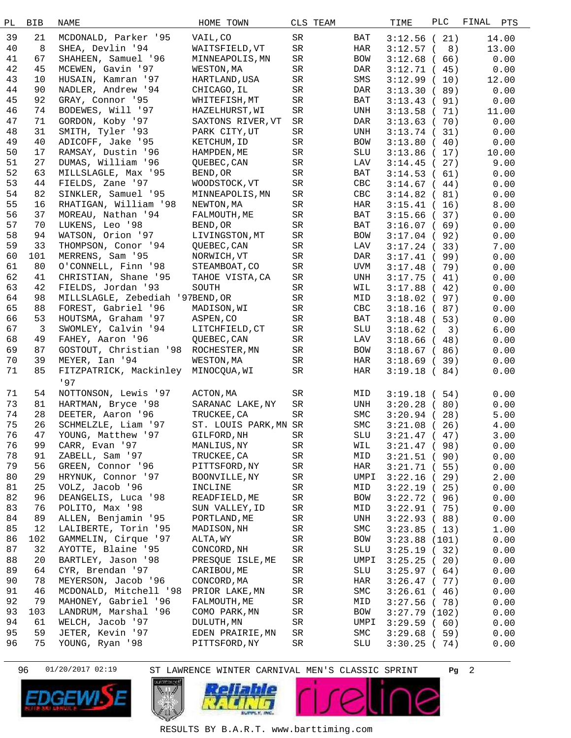| PL | BIB | NAME | HOME TOWN | CLS | TEAM | TIME | PLC | FINAL PTS |
|---|---|---|---|---|---|---|---|---|
| 39 | 21 | MCDONALD, Parker '95 | VAIL,CO | SR | BAT | 3:12.56 | ( 21) | 14.00 |
| 40 | 8 | SHEA, Devlin '94 | WAITSFIELD,VT | SR | HAR | 3:12.57 | ( 8) | 13.00 |
| 41 | 67 | SHAHEEN, Samuel '96 | MINNEAPOLIS,MN | SR | BOW | 3:12.68 | ( 66) | 0.00 |
| 42 | 45 | MCEWEN, Gavin '97 | WESTON,MA | SR | DAR | 3:12.71 | ( 45) | 0.00 |
| 43 | 10 | HUSAIN, Kamran '97 | HARTLAND,USA | SR | SMS | 3:12.99 | ( 10) | 12.00 |
| 44 | 90 | NADLER, Andrew '94 | CHICAGO,IL | SR | DAR | 3:13.30 | ( 89) | 0.00 |
| 45 | 92 | GRAY, Connor '95 | WHITEFISH,MT | SR | BAT | 3:13.43 | ( 91) | 0.00 |
| 46 | 74 | BODEWES, Will '97 | HAZELHURST,WI | SR | UNH | 3:13.58 | ( 71) | 11.00 |
| 47 | 71 | GORDON, Koby '97 | SAXTONS RIVER,VT | SR | DAR | 3:13.63 | ( 70) | 0.00 |
| 48 | 31 | SMITH, Tyler '93 | PARK CITY,UT | SR | UNH | 3:13.74 | ( 31) | 0.00 |
| 49 | 40 | ADICOFF, Jake '95 | KETCHUM,ID | SR | BOW | 3:13.80 | ( 40) | 0.00 |
| 50 | 17 | RAMSAY, Dustin '96 | HAMPDEN,ME | SR | SLU | 3:13.86 | ( 17) | 10.00 |
| 51 | 27 | DUMAS, William '96 | QUEBEC,CAN | SR | LAV | 3:14.45 | ( 27) | 9.00 |
| 52 | 63 | MILLSLAGLE, Max '95 | BEND,OR | SR | BAT | 3:14.53 | ( 61) | 0.00 |
| 53 | 44 | FIELDS, Zane '97 | WOODSTOCK,VT | SR | CBC | 3:14.67 | ( 44) | 0.00 |
| 54 | 82 | SINKLER, Samuel '95 | MINNEAPOLIS,MN | SR | CBC | 3:14.82 | ( 81) | 0.00 |
| 55 | 16 | RHATIGAN, William '98 | NEWTON,MA | SR | HAR | 3:15.41 | ( 16) | 8.00 |
| 56 | 37 | MOREAU, Nathan '94 | FALMOUTH,ME | SR | BAT | 3:15.66 | ( 37) | 0.00 |
| 57 | 70 | LUKENS, Leo '98 | BEND,OR | SR | BAT | 3:16.07 | ( 69) | 0.00 |
| 58 | 94 | WATSON, Orion '97 | LIVINGSTON,MT | SR | BOW | 3:17.04 | ( 92) | 0.00 |
| 59 | 33 | THOMPSON, Conor '94 | QUEBEC,CAN | SR | LAV | 3:17.24 | ( 33) | 7.00 |
| 60 | 101 | MERRENS, Sam '95 | NORWICH,VT | SR | DAR | 3:17.41 | ( 99) | 0.00 |
| 61 | 80 | O'CONNELL, Finn '98 | STEAMBOAT,CO | SR | UVM | 3:17.48 | ( 79) | 0.00 |
| 62 | 41 | CHRISTIAN, Shane '95 | TAHOE VISTA,CA | SR | UNH | 3:17.75 | ( 41) | 0.00 |
| 63 | 42 | FIELDS, Jordan '93 | SOUTH | SR | WIL | 3:17.88 | ( 42) | 0.00 |
| 64 | 98 | MILLSLAGLE, Zebediah '97 | BEND,OR | SR | MID | 3:18.02 | ( 97) | 0.00 |
| 65 | 88 | FOREST, Gabriel '96 | MADISON,WI | SR | CBC | 3:18.16 | ( 87) | 0.00 |
| 66 | 53 | HOUTSMA, Graham '97 | ASPEN,CO | SR | BAT | 3:18.48 | ( 53) | 0.00 |
| 67 | 3 | SWOMLEY, Calvin '94 | LITCHFIELD,CT | SR | SLU | 3:18.62 | ( 3) | 6.00 |
| 68 | 49 | FAHEY, Aaron '96 | QUEBEC,CAN | SR | LAV | 3:18.66 | ( 48) | 0.00 |
| 69 | 87 | GOSTOUT, Christian '98 | ROCHESTER,MN | SR | BOW | 3:18.67 | ( 86) | 0.00 |
| 70 | 39 | MEYER, Ian '94 | WESTON,MA | SR | HAR | 3:18.69 | ( 39) | 0.00 |
| 71 | 85 | FITZPATRICK, Mackinley '97 | MINOCQUA,WI | SR | HAR | 3:19.18 | ( 84) | 0.00 |
| 71 | 54 | NOTTONSON, Lewis '97 | ACTON,MA | SR | MID | 3:19.18 | ( 54) | 0.00 |
| 73 | 81 | HARTMAN, Bryce '98 | SARANAC LAKE,NY | SR | UNH | 3:20.28 | ( 80) | 0.00 |
| 74 | 28 | DEETER, Aaron '96 | TRUCKEE,CA | SR | SMC | 3:20.94 | ( 28) | 5.00 |
| 75 | 26 | SCHMELZLE, Liam '97 | ST. LOUIS PARK,MN | SR | SMC | 3:21.08 | ( 26) | 4.00 |
| 76 | 47 | YOUNG, Matthew '97 | GILFORD,NH | SR | SLU | 3:21.47 | ( 47) | 3.00 |
| 76 | 99 | CARR, Evan '97 | MANLIUS,NY | SR | WIL | 3:21.47 | ( 98) | 0.00 |
| 78 | 91 | ZABELL, Sam '97 | TRUCKEE,CA | SR | MID | 3:21.51 | ( 90) | 0.00 |
| 79 | 56 | GREEN, Connor '96 | PITTSFORD,NY | SR | HAR | 3:21.71 | ( 55) | 0.00 |
| 80 | 29 | HRYNUK, Connor '97 | BOONVILLE,NY | SR | UMPI | 3:22.16 | ( 29) | 2.00 |
| 81 | 25 | VOLZ, Jacob '96 | INCLINE | SR | MID | 3:22.19 | ( 25) | 0.00 |
| 82 | 96 | DEANGELIS, Luca '98 | READFIELD,ME | SR | BOW | 3:22.72 | ( 96) | 0.00 |
| 83 | 76 | POLITO, Max '98 | SUN VALLEY,ID | SR | MID | 3:22.91 | ( 75) | 0.00 |
| 84 | 89 | ALLEN, Benjamin '95 | PORTLAND,ME | SR | UNH | 3:22.93 | ( 88) | 0.00 |
| 85 | 12 | LALIBERTE, Torin '95 | MADISON,NH | SR | SMC | 3:23.85 | ( 13) | 1.00 |
| 86 | 102 | GAMMELIN, Cirque '97 | ALTA,WY | SR | BOW | 3:23.88 | (101) | 0.00 |
| 87 | 32 | AYOTTE, Blaine '95 | CONCORD,NH | SR | SLU | 3:25.19 | ( 32) | 0.00 |
| 88 | 20 | BARTLEY, Jason '98 | PRESQUE ISLE,ME | SR | UMPI | 3:25.25 | ( 20) | 0.00 |
| 89 | 64 | CYR, Brendan '97 | CARIBOU,ME | SR | SLU | 3:25.97 | ( 64) | 0.00 |
| 90 | 78 | MEYERSON, Jacob '96 | CONCORD,MA | SR | HAR | 3:26.47 | ( 77) | 0.00 |
| 91 | 46 | MCDONALD, Mitchell '98 | PRIOR LAKE,MN | SR | SMC | 3:26.61 | ( 46) | 0.00 |
| 92 | 79 | MAHONEY, Gabriel '96 | FALMOUTH,ME | SR | MID | 3:27.56 | ( 78) | 0.00 |
| 93 | 103 | LANDRUM, Marshal '96 | COMO PARK,MN | SR | BOW | 3:27.79 | (102) | 0.00 |
| 94 | 61 | WELCH, Jacob '97 | DULUTH,MN | SR | UMPI | 3:29.59 | ( 60) | 0.00 |
| 95 | 59 | JETER, Kevin '97 | EDEN PRAIRIE,MN | SR | SMC | 3:29.68 | ( 59) | 0.00 |
| 96 | 75 | YOUNG, Ryan '98 | PITTSFORD,NY | SR | SLU | 3:30.25 | ( 74) | 0.00 |

96 01/20/2017 02:19 ST LAWRENCE WINTER CARNIVAL MEN'S CLASSIC SPRINT

RESULTS BY B.A.R.T. www.barttiming.com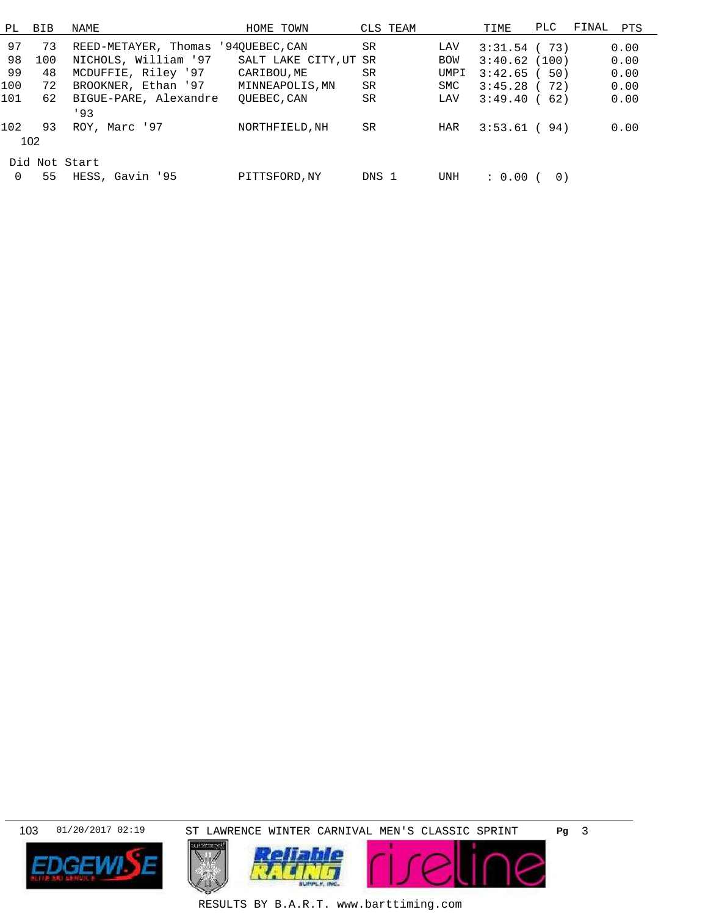| PL | BIB | NAME | HOME TOWN | CLS | TEAM | TIME | PLC | FINAL | PTS |
|---|---|---|---|---|---|---|---|---|---|
| 97 | 73 | REED-METAYER, Thomas '94 | QUEBEC,CAN | SR | LAV | 3:31.54 | ( 73) | | 0.00 |
| 98 | 100 | NICHOLS, William '97 | SALT LAKE CITY,UT | SR | BOW | 3:40.62 | (100) | | 0.00 |
| 99 | 48 | MCDUFFIE, Riley '97 | CARIBOU,ME | SR | UMPI | 3:42.65 | ( 50) | | 0.00 |
| 100 | 72 | BROOKNER, Ethan '97 | MINNEAPOLIS,MN | SR | SMC | 3:45.28 | ( 72) | | 0.00 |
| 101 | 62 | BIGUE-PARE, Alexandre '93 | QUEBEC,CAN | SR | LAV | 3:49.40 | ( 62) | | 0.00 |
| 102 | 93 | ROY, Marc '97 | NORTHFIELD,NH | SR | HAR | 3:53.61 | ( 94) | | 0.00 |

102

Did Not Start

| PL | BIB | NAME | HOME TOWN | CLS | TEAM | TIME | PLC | FINAL | PTS |
|---|---|---|---|---|---|---|---|---|---|
| 0 | 55 | HESS, Gavin '95 | PITTSFORD,NY | DNS 1 | UNH | : 0.00 | ( 0) | | |

103 01/20/2017 02:19 ST LAWRENCE WINTER CARNIVAL MEN'S CLASSIC SPRINT

RESULTS BY B.A.R.T. www.barttiming.com